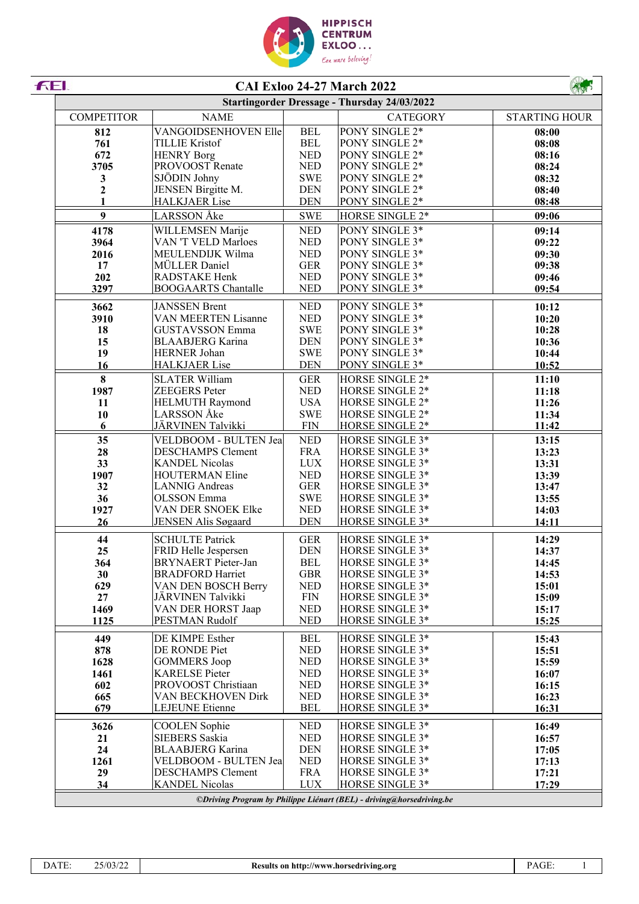HIPPISCH CENTRUM EXLOO...

Een ware beleving!

FEI

# CAI Exloo 24-27 March 2022

## Startingorder Dressage - Thursday 24/03/2022

| COMPETITOR | NAME | | CATEGORY | STARTING HOUR |
|---|---|---|---|---|
| 812 | VANGOIDSENHOVEN Elle | BEL | PONY SINGLE 2* | 08:00 |
| 761 | TILLIE Kristof | BEL | PONY SINGLE 2* | 08:08 |
| 672 | HENRY Borg | NED | PONY SINGLE 2* | 08:16 |
| 3705 | PROVOOST Renate | NED | PONY SINGLE 2* | 08:24 |
| 3 | SJÖDIN Johny | SWE | PONY SINGLE 2* | 08:32 |
| 2 | JENSEN Birgitte M. | DEN | PONY SINGLE 2* | 08:40 |
| 1 | HALKJAER Lise | DEN | PONY SINGLE 2* | 08:48 |
| 9 | LARSSON Åke | SWE | HORSE SINGLE 2* | 09:06 |
| 4178 | WILLEMSEN Marije | NED | PONY SINGLE 3* | 09:14 |
| 3964 | VAN 'T VELD Marloes | NED | PONY SINGLE 3* | 09:22 |
| 2016 | MEULENDIJK Wilma | NED | PONY SINGLE 3* | 09:30 |
| 17 | MÜLLER Daniel | GER | PONY SINGLE 3* | 09:38 |
| 202 | RADSTAKE Henk | NED | PONY SINGLE 3* | 09:46 |
| 3297 | BOOGAARTS Chantalle | NED | PONY SINGLE 3* | 09:54 |
| 3662 | JANSSEN Brent | NED | PONY SINGLE 3* | 10:12 |
| 3910 | VAN MEERTEN Lisanne | NED | PONY SINGLE 3* | 10:20 |
| 18 | GUSTAVSSON Emma | SWE | PONY SINGLE 3* | 10:28 |
| 15 | BLAABJERG Karina | DEN | PONY SINGLE 3* | 10:36 |
| 19 | HERNER Johan | SWE | PONY SINGLE 3* | 10:44 |
| 16 | HALKJAER Lise | DEN | PONY SINGLE 3* | 10:52 |
| 8 | SLATER William | GER | HORSE SINGLE 2* | 11:10 |
| 1987 | ZEEGERS Peter | NED | HORSE SINGLE 2* | 11:18 |
| 11 | HELMUTH Raymond | USA | HORSE SINGLE 2* | 11:26 |
| 10 | LARSSON Åke | SWE | HORSE SINGLE 2* | 11:34 |
| 6 | JÄRVINEN Talvikki | FIN | HORSE SINGLE 2* | 11:42 |
| 35 | VELDBOOM - BULTEN Jea | NED | HORSE SINGLE 3* | 13:15 |
| 28 | DESCHAMPS Clement | FRA | HORSE SINGLE 3* | 13:23 |
| 33 | KANDEL Nicolas | LUX | HORSE SINGLE 3* | 13:31 |
| 1907 | HOUTERMAN Eline | NED | HORSE SINGLE 3* | 13:39 |
| 32 | LANNIG Andreas | GER | HORSE SINGLE 3* | 13:47 |
| 36 | OLSSON Emma | SWE | HORSE SINGLE 3* | 13:55 |
| 1927 | VAN DER SNOEK Elke | NED | HORSE SINGLE 3* | 14:03 |
| 26 | JENSEN Alis Søgaard | DEN | HORSE SINGLE 3* | 14:11 |
| 44 | SCHULTE Patrick | GER | HORSE SINGLE 3* | 14:29 |
| 25 | FRID Helle Jespersen | DEN | HORSE SINGLE 3* | 14:37 |
| 364 | BRYNAERT Pieter-Jan | BEL | HORSE SINGLE 3* | 14:45 |
| 30 | BRADFORD Harriet | GBR | HORSE SINGLE 3* | 14:53 |
| 629 | VAN DEN BOSCH Berry | NED | HORSE SINGLE 3* | 15:01 |
| 27 | JÄRVINEN Talvikki | FIN | HORSE SINGLE 3* | 15:09 |
| 1469 | VAN DER HORST Jaap | NED | HORSE SINGLE 3* | 15:17 |
| 1125 | PESTMAN Rudolf | NED | HORSE SINGLE 3* | 15:25 |
| 449 | DE KIMPE Esther | BEL | HORSE SINGLE 3* | 15:43 |
| 878 | DE RONDE Piet | NED | HORSE SINGLE 3* | 15:51 |
| 1628 | GOMMERS Joop | NED | HORSE SINGLE 3* | 15:59 |
| 1461 | KARELSE Pieter | NED | HORSE SINGLE 3* | 16:07 |
| 602 | PROVOOST Christiaan | NED | HORSE SINGLE 3* | 16:15 |
| 665 | VAN BECKHOVEN Dirk | NED | HORSE SINGLE 3* | 16:23 |
| 679 | LEJEUNE Etienne | BEL | HORSE SINGLE 3* | 16:31 |
| 3626 | COOLEN Sophie | NED | HORSE SINGLE 3* | 16:49 |
| 21 | SIEBERS Saskia | NED | HORSE SINGLE 3* | 16:57 |
| 24 | BLAABJERG Karina | DEN | HORSE SINGLE 3* | 17:05 |
| 1261 | VELDBOOM - BULTEN Jea | NED | HORSE SINGLE 3* | 17:13 |
| 29 | DESCHAMPS Clement | FRA | HORSE SINGLE 3* | 17:21 |
| 34 | KANDEL Nicolas | LUX | HORSE SINGLE 3* | 17:29 |

*©Driving Program by Philippe Liénart (BEL) - driving@horsedriving.be*

| DATE: | 25/03/22 | Results on http://www.horsedriving.org | PAGE: | 1 |
|---|---|---|---|---|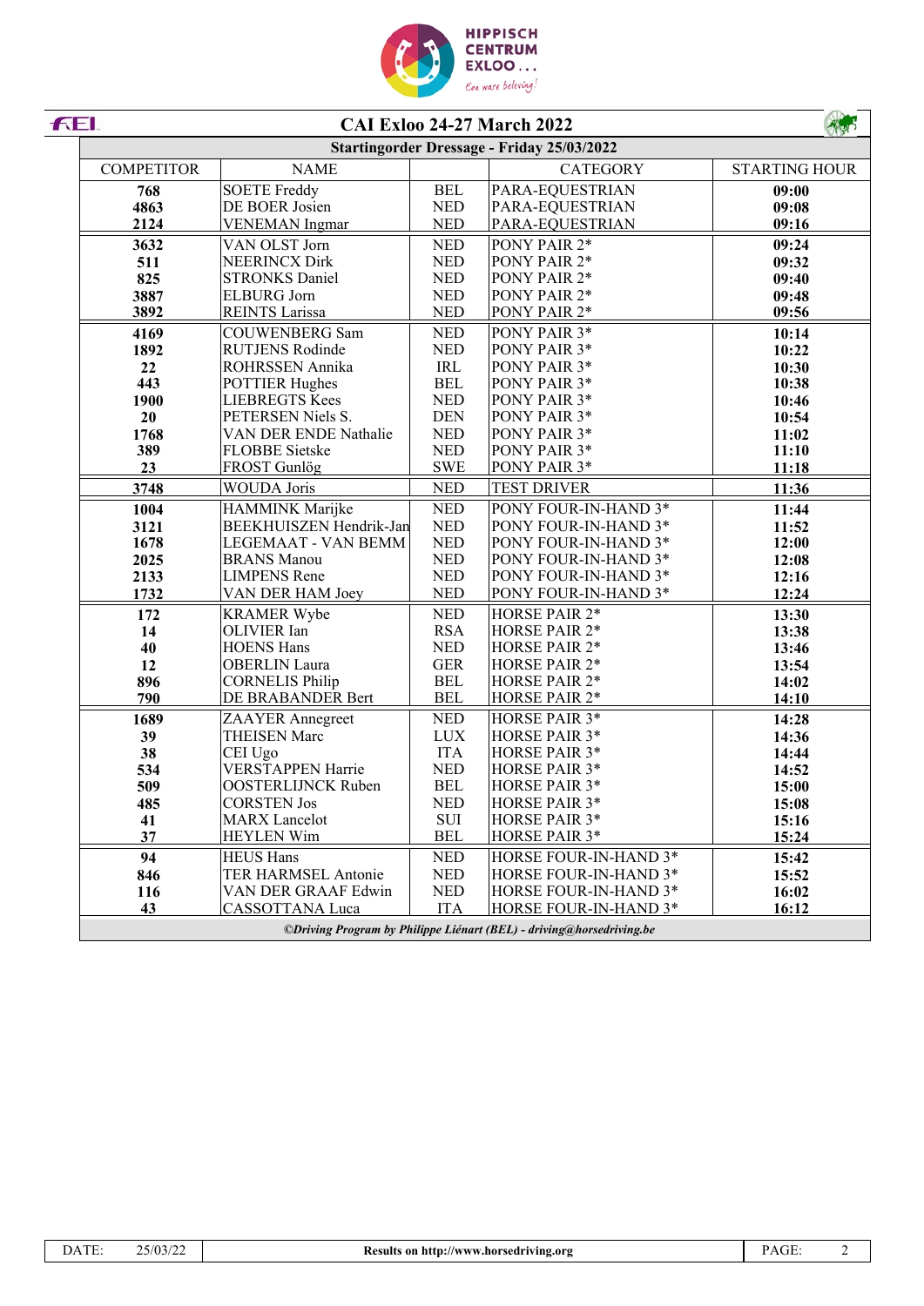# CAI Exloo 24-27 March 2022

## Startingorder Dressage - Friday 25/03/2022

| COMPETITOR | NAME | | CATEGORY | STARTING HOUR |
|---|---|---|---|---|
| 768 | SOETE Freddy | BEL | PARA-EQUESTRIAN | 09:00 |
| 4863 | DE BOER Josien | NED | PARA-EQUESTRIAN | 09:08 |
| 2124 | VENEMAN Ingmar | NED | PARA-EQUESTRIAN | 09:16 |
| 3632 | VAN OLST Jorn | NED | PONY PAIR 2* | 09:24 |
| 511 | NEERINCX Dirk | NED | PONY PAIR 2* | 09:32 |
| 825 | STRONKS Daniel | NED | PONY PAIR 2* | 09:40 |
| 3887 | ELBURG Jorn | NED | PONY PAIR 2* | 09:48 |
| 3892 | REINTS Larissa | NED | PONY PAIR 2* | 09:56 |
| 4169 | COUWENBERG Sam | NED | PONY PAIR 3* | 10:14 |
| 1892 | RUTJENS Rodinde | NED | PONY PAIR 3* | 10:22 |
| 22 | ROHRSSEN Annika | IRL | PONY PAIR 3* | 10:30 |
| 443 | POTTIER Hughes | BEL | PONY PAIR 3* | 10:38 |
| 1900 | LIEBREGTS Kees | NED | PONY PAIR 3* | 10:46 |
| 20 | PETERSEN Niels S. | DEN | PONY PAIR 3* | 10:54 |
| 1768 | VAN DER ENDE Nathalie | NED | PONY PAIR 3* | 11:02 |
| 389 | FLOBBE Sietske | NED | PONY PAIR 3* | 11:10 |
| 23 | FROST Gunlög | SWE | PONY PAIR 3* | 11:18 |
| 3748 | WOUDA Joris | NED | TEST DRIVER | 11:36 |
| 1004 | HAMMINK Marijke | NED | PONY FOUR-IN-HAND 3* | 11:44 |
| 3121 | BEEKHUISZEN Hendrik-Jan | NED | PONY FOUR-IN-HAND 3* | 11:52 |
| 1678 | LEGEMAAT - VAN BEMM | NED | PONY FOUR-IN-HAND 3* | 12:00 |
| 2025 | BRANS Manou | NED | PONY FOUR-IN-HAND 3* | 12:08 |
| 2133 | LIMPENS Rene | NED | PONY FOUR-IN-HAND 3* | 12:16 |
| 1732 | VAN DER HAM Joey | NED | PONY FOUR-IN-HAND 3* | 12:24 |
| 172 | KRAMER Wybe | NED | HORSE PAIR 2* | 13:30 |
| 14 | OLIVIER Ian | RSA | HORSE PAIR 2* | 13:38 |
| 40 | HOENS Hans | NED | HORSE PAIR 2* | 13:46 |
| 12 | OBERLIN Laura | GER | HORSE PAIR 2* | 13:54 |
| 896 | CORNELIS Philip | BEL | HORSE PAIR 2* | 14:02 |
| 790 | DE BRABANDER Bert | BEL | HORSE PAIR 2* | 14:10 |
| 1689 | ZAAYER Annegreet | NED | HORSE PAIR 3* | 14:28 |
| 39 | THEISEN Marc | LUX | HORSE PAIR 3* | 14:36 |
| 38 | CEI Ugo | ITA | HORSE PAIR 3* | 14:44 |
| 534 | VERSTAPPEN Harrie | NED | HORSE PAIR 3* | 14:52 |
| 509 | OOSTERLIJNCK Ruben | BEL | HORSE PAIR 3* | 15:00 |
| 485 | CORSTEN Jos | NED | HORSE PAIR 3* | 15:08 |
| 41 | MARX Lancelot | SUI | HORSE PAIR 3* | 15:16 |
| 37 | HEYLEN Wim | BEL | HORSE PAIR 3* | 15:24 |
| 94 | HEUS Hans | NED | HORSE FOUR-IN-HAND 3* | 15:42 |
| 846 | TER HARMSEL Antonie | NED | HORSE FOUR-IN-HAND 3* | 15:52 |
| 116 | VAN DER GRAAF Edwin | NED | HORSE FOUR-IN-HAND 3* | 16:02 |
| 43 | CASSOTTANA Luca | ITA | HORSE FOUR-IN-HAND 3* | 16:12 |

*©Driving Program by Philippe Liénart (BEL) - driving@horsedriving.be*

DATE: 25/03/22 — Results on http://www.horsedriving.org